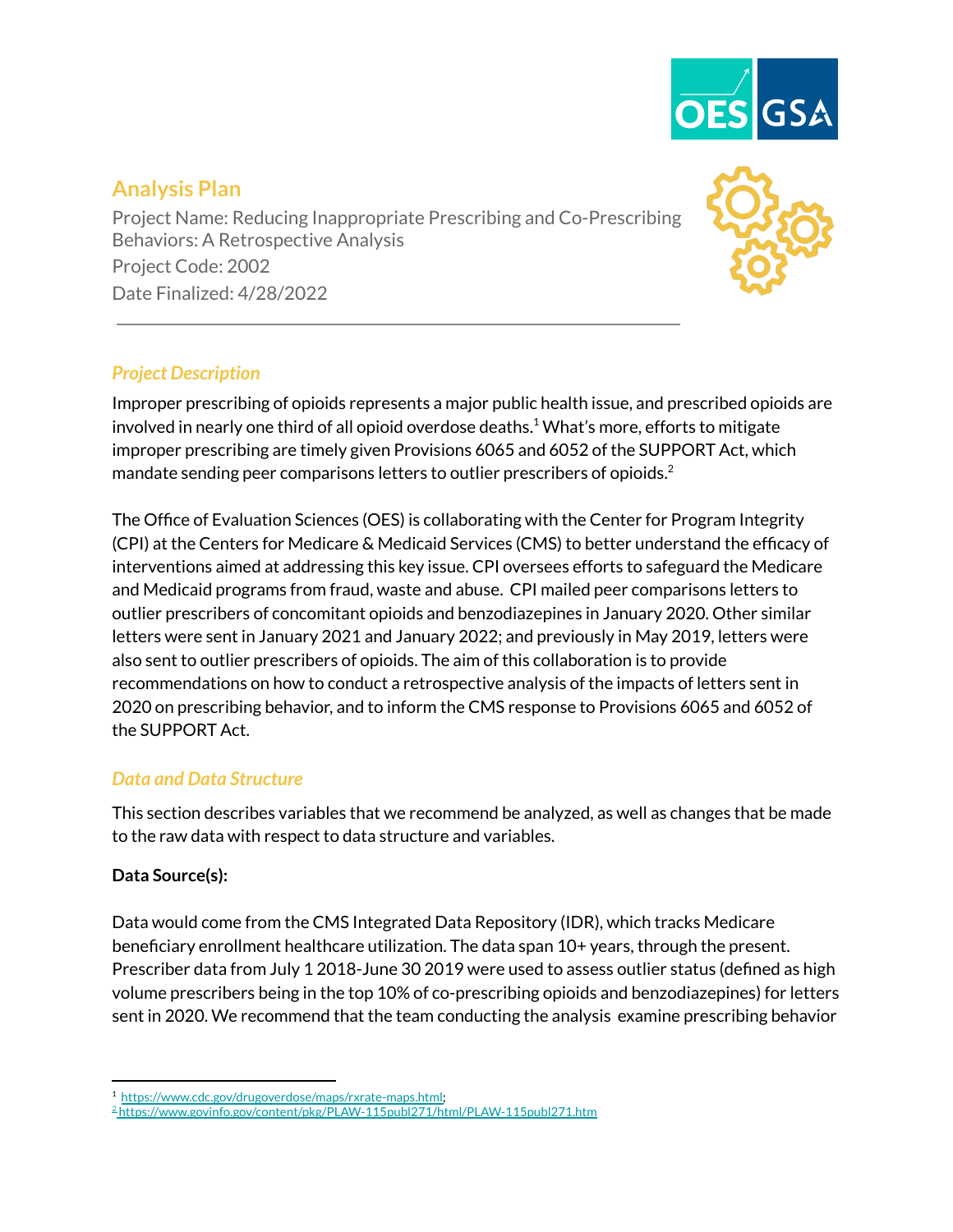# Analysis Plan

Project Name: Reducing Inappropriate Prescribing and Co-Prescribing Behaviors: A Retrospective Analysis

Project Code: 2002

Date Finalized: 4/28/2022

---

## *Project Description*

Improper prescribing of opioids represents a major public health issue, and prescribed opioids are involved in nearly one third of all opioid overdose deaths.[1] What's more, efforts to mitigate improper prescribing are timely given Provisions 6065 and 6052 of the SUPPORT Act, which mandate sending peer comparisons letters to outlier prescribers of opioids.[2]

The Office of Evaluation Sciences (OES) is collaborating with the Center for Program Integrity (CPI) at the Centers for Medicare & Medicaid Services (CMS) to better understand the efficacy of interventions aimed at addressing this key issue. CPI oversees efforts to safeguard the Medicare and Medicaid programs from fraud, waste and abuse. CPI mailed peer comparisons letters to outlier prescribers of concomitant opioids and benzodiazepines in January 2020. Other similar letters were sent in January 2021 and January 2022; and previously in May 2019, letters were also sent to outlier prescribers of opioids. The aim of this collaboration is to provide recommendations on how to conduct a retrospective analysis of the impacts of letters sent in 2020 on prescribing behavior, and to inform the CMS response to Provisions 6065 and 6052 of the SUPPORT Act.

## *Data and Data Structure*

This section describes variables that we recommend be analyzed, as well as changes that be made to the raw data with respect to data structure and variables.

**Data Source(s):**

Data would come from the CMS Integrated Data Repository (IDR), which tracks Medicare beneficiary enrollment healthcare utilization. The data span 10+ years, through the present. Prescriber data from July 1 2018-June 30 2019 were used to assess outlier status (defined as high volume prescribers being in the top 10% of co-prescribing opioids and benzodiazepines) for letters sent in 2020. We recommend that the team conducting the analysis examine prescribing behavior

---

[1] https://www.cdc.gov/drugoverdose/maps/rxrate-maps.html;

[2] https://www.govinfo.gov/content/pkg/PLAW-115publ271/html/PLAW-115publ271.htm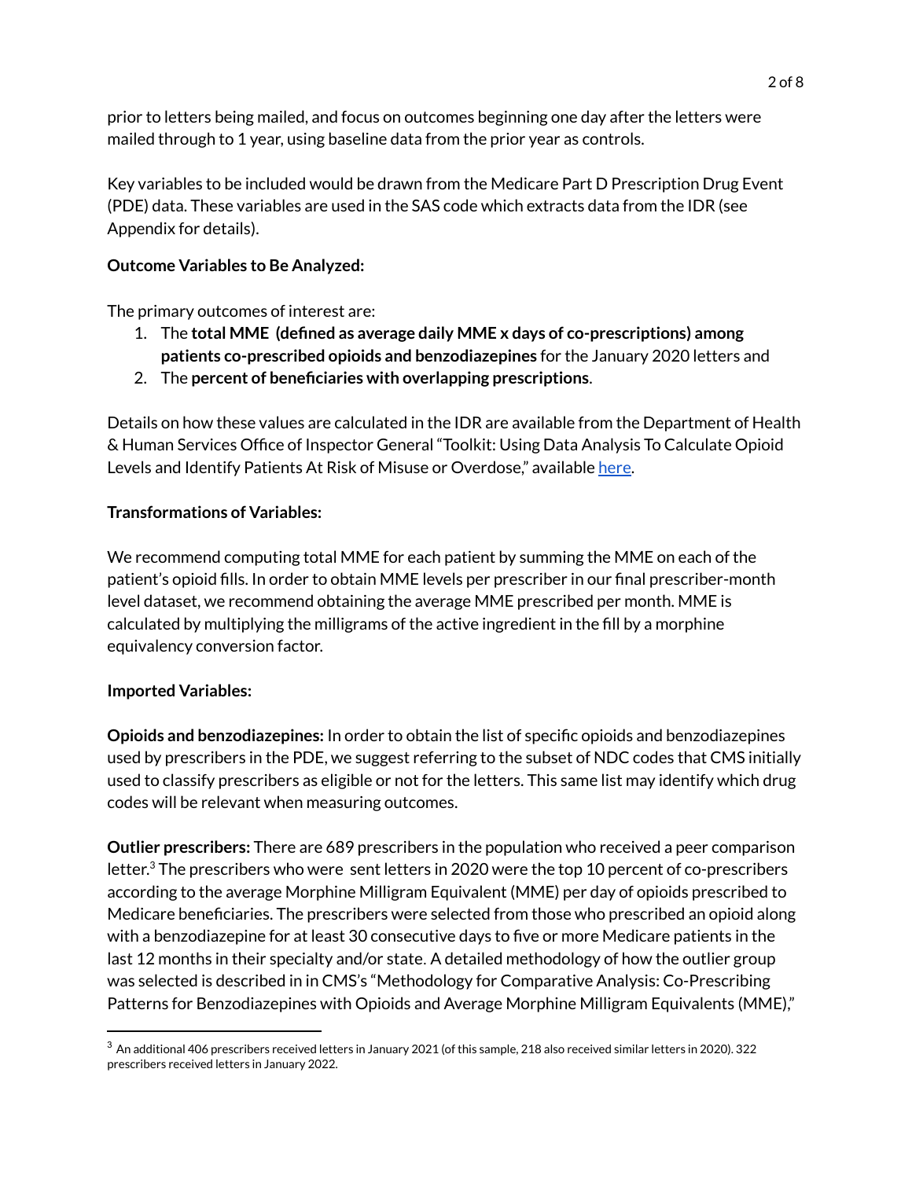prior to letters being mailed, and focus on outcomes beginning one day after the letters were mailed through to 1 year, using baseline data from the prior year as controls.

Key variables to be included would be drawn from the Medicare Part D Prescription Drug Event (PDE) data. These variables are used in the SAS code which extracts data from the IDR (see Appendix for details).

**Outcome Variables to Be Analyzed:**

The primary outcomes of interest are:

1. The **total MME (defined as average daily MME x days of co-prescriptions) among patients co-prescribed opioids and benzodiazepines** for the January 2020 letters and
2. The **percent of beneficiaries with overlapping prescriptions**.

Details on how these values are calculated in the IDR are available from the Department of Health & Human Services Office of Inspector General "Toolkit: Using Data Analysis To Calculate Opioid Levels and Identify Patients At Risk of Misuse or Overdose," available [here](here).

**Transformations of Variables:**

We recommend computing total MME for each patient by summing the MME on each of the patient's opioid fills. In order to obtain MME levels per prescriber in our final prescriber-month level dataset, we recommend obtaining the average MME prescribed per month. MME is calculated by multiplying the milligrams of the active ingredient in the fill by a morphine equivalency conversion factor.

**Imported Variables:**

**Opioids and benzodiazepines:** In order to obtain the list of specific opioids and benzodiazepines used by prescribers in the PDE, we suggest referring to the subset of NDC codes that CMS initially used to classify prescribers as eligible or not for the letters. This same list may identify which drug codes will be relevant when measuring outcomes.

**Outlier prescribers:** There are 689 prescribers in the population who received a peer comparison letter.[3] The prescribers who were sent letters in 2020 were the top 10 percent of co-prescribers according to the average Morphine Milligram Equivalent (MME) per day of opioids prescribed to Medicare beneficiaries. The prescribers were selected from those who prescribed an opioid along with a benzodiazepine for at least 30 consecutive days to five or more Medicare patients in the last 12 months in their specialty and/or state. A detailed methodology of how the outlier group was selected is described in in CMS's "Methodology for Comparative Analysis: Co-Prescribing Patterns for Benzodiazepines with Opioids and Average Morphine Milligram Equivalents (MME),"

[3] An additional 406 prescribers received letters in January 2021 (of this sample, 218 also received similar letters in 2020). 322 prescribers received letters in January 2022.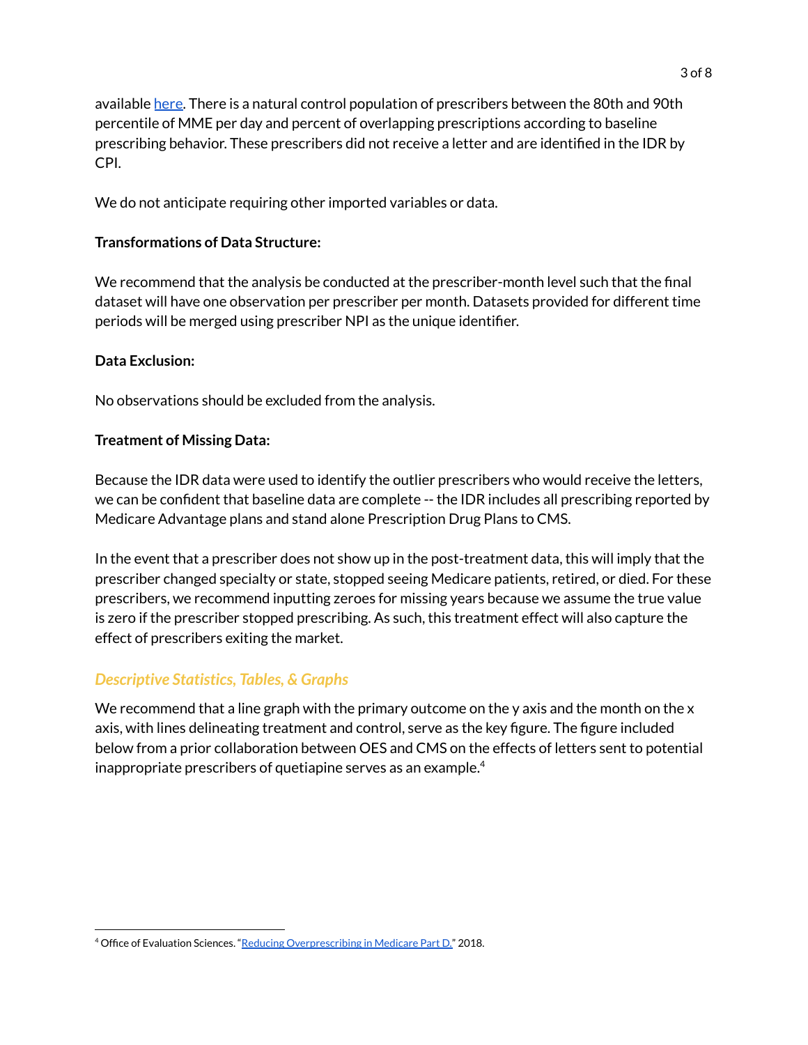available here. There is a natural control population of prescribers between the 80th and 90th percentile of MME per day and percent of overlapping prescriptions according to baseline prescribing behavior. These prescribers did not receive a letter and are identified in the IDR by CPI.

We do not anticipate requiring other imported variables or data.

**Transformations of Data Structure:**

We recommend that the analysis be conducted at the prescriber-month level such that the final dataset will have one observation per prescriber per month. Datasets provided for different time periods will be merged using prescriber NPI as the unique identifier.

**Data Exclusion:**

No observations should be excluded from the analysis.

**Treatment of Missing Data:**

Because the IDR data were used to identify the outlier prescribers who would receive the letters, we can be confident that baseline data are complete -- the IDR includes all prescribing reported by Medicare Advantage plans and stand alone Prescription Drug Plans to CMS.

In the event that a prescriber does not show up in the post-treatment data, this will imply that the prescriber changed specialty or state, stopped seeing Medicare patients, retired, or died. For these prescribers, we recommend inputting zeroes for missing years because we assume the true value is zero if the prescriber stopped prescribing. As such, this treatment effect will also capture the effect of prescribers exiting the market.

## *Descriptive Statistics, Tables, & Graphs*

We recommend that a line graph with the primary outcome on the y axis and the month on the x axis, with lines delineating treatment and control, serve as the key figure. The figure included below from a prior collaboration between OES and CMS on the effects of letters sent to potential inappropriate prescribers of quetiapine serves as an example.[4]

---

[4] Office of Evaluation Sciences. "Reducing Overprescribing in Medicare Part D." 2018.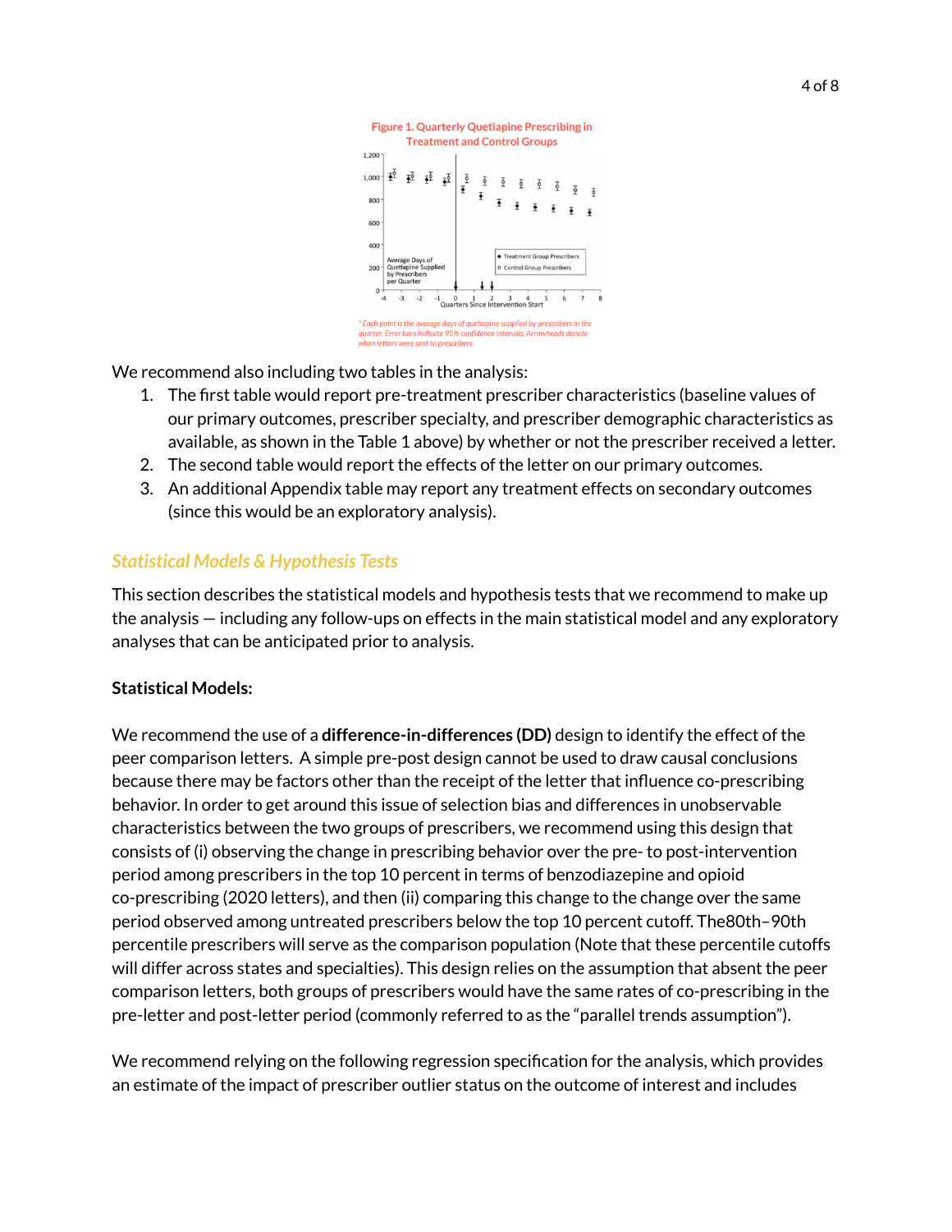Figure 1. Quarterly Quetiapine Prescribing in Treatment and Control Groups

*Each point is the average days of quetiapine supplied by prescribers in the quarter. Error bars indicate 95% confidence intervals. Arrowheads denote when letters were sent to prescribers.

We recommend also including two tables in the analysis:

1. The first table would report pre-treatment prescriber characteristics (baseline values of our primary outcomes, prescriber specialty, and prescriber demographic characteristics as available, as shown in the Table 1 above) by whether or not the prescriber received a letter.
2. The second table would report the effects of the letter on our primary outcomes.
3. An additional Appendix table may report any treatment effects on secondary outcomes (since this would be an exploratory analysis).

## *Statistical Models & Hypothesis Tests*

This section describes the statistical models and hypothesis tests that we recommend to make up the analysis — including any follow-ups on effects in the main statistical model and any exploratory analyses that can be anticipated prior to analysis.

**Statistical Models:**

We recommend the use of a **difference-in-differences (DD)** design to identify the effect of the peer comparison letters. A simple pre-post design cannot be used to draw causal conclusions because there may be factors other than the receipt of the letter that influence co-prescribing behavior. In order to get around this issue of selection bias and differences in unobservable characteristics between the two groups of prescribers, we recommend using this design that consists of (i) observing the change in prescribing behavior over the pre- to post-intervention period among prescribers in the top 10 percent in terms of benzodiazepine and opioid co-prescribing (2020 letters), and then (ii) comparing this change to the change over the same period observed among untreated prescribers below the top 10 percent cutoff. The80th–90th percentile prescribers will serve as the comparison population (Note that these percentile cutoffs will differ across states and specialties). This design relies on the assumption that absent the peer comparison letters, both groups of prescribers would have the same rates of co-prescribing in the pre-letter and post-letter period (commonly referred to as the "parallel trends assumption").

We recommend relying on the following regression specification for the analysis, which provides an estimate of the impact of prescriber outlier status on the outcome of interest and includes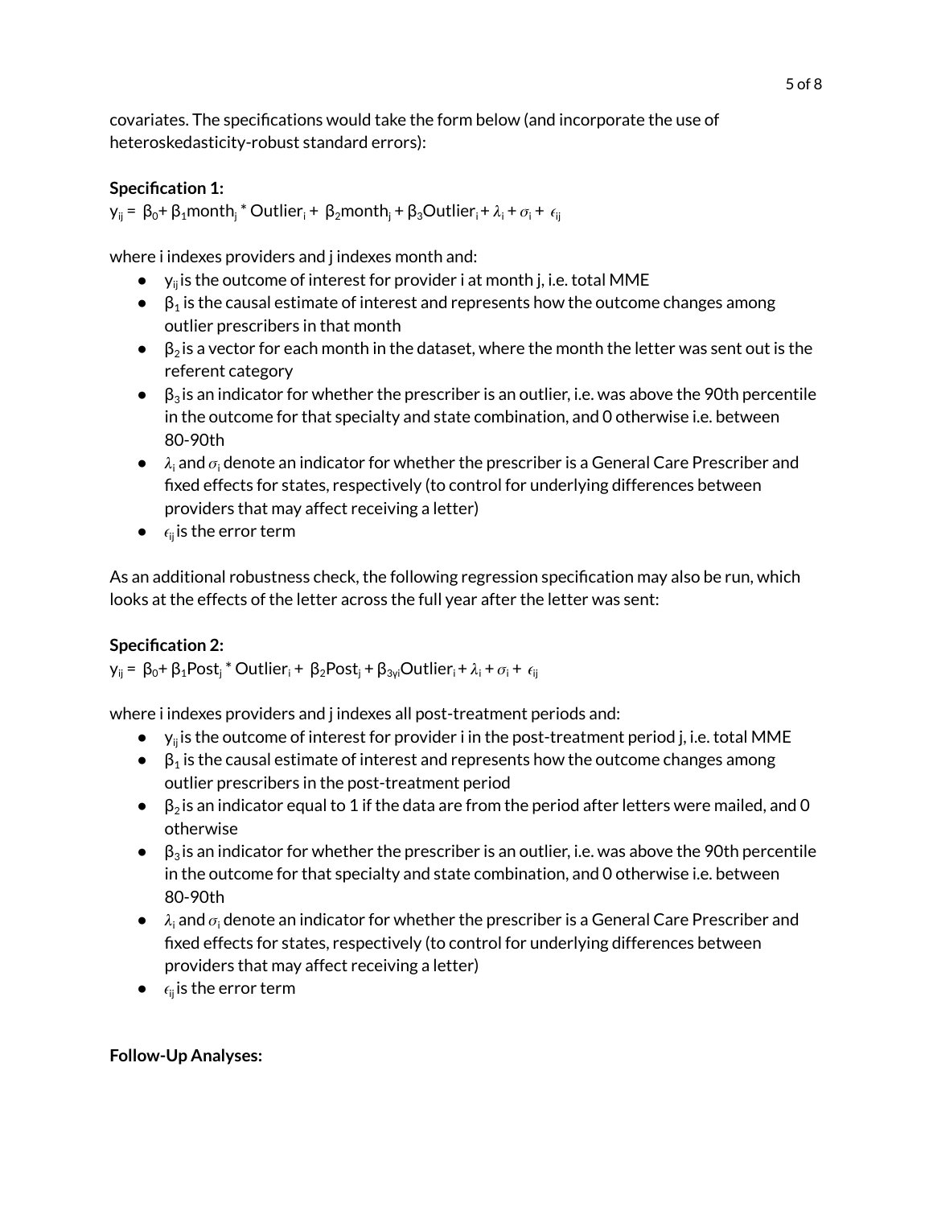covariates. The specifications would take the form below (and incorporate the use of heteroskedasticity-robust standard errors):

**Specification 1:**

$y_{ij} = \beta_0 + \beta_1 month_j * Outlier_i + \beta_2 month_j + \beta_3 Outlier_i + \lambda_i + \sigma_i + \epsilon_{ij}$

where i indexes providers and j indexes month and:

- $y_{ij}$ is the outcome of interest for provider i at month j, i.e. total MME
- $\beta_1$ is the causal estimate of interest and represents how the outcome changes among outlier prescribers in that month
- $\beta_2$ is a vector for each month in the dataset, where the month the letter was sent out is the referent category
- $\beta_3$ is an indicator for whether the prescriber is an outlier, i.e. was above the 90th percentile in the outcome for that specialty and state combination, and 0 otherwise i.e. between 80-90th
- $\lambda_i$ and $\sigma_i$ denote an indicator for whether the prescriber is a General Care Prescriber and fixed effects for states, respectively (to control for underlying differences between providers that may affect receiving a letter)
- $\epsilon_{ij}$ is the error term

As an additional robustness check, the following regression specification may also be run, which looks at the effects of the letter across the full year after the letter was sent:

**Specification 2:**

$y_{ij} = \beta_0 + \beta_1 Post_j * Outlier_i + \beta_2 Post_j + \beta_{3yi} Outlier_i + \lambda_i + \sigma_i + \epsilon_{ij}$

where i indexes providers and j indexes all post-treatment periods and:

- $y_{ij}$ is the outcome of interest for provider i in the post-treatment period j, i.e. total MME
- $\beta_1$ is the causal estimate of interest and represents how the outcome changes among outlier prescribers in the post-treatment period
- $\beta_2$ is an indicator equal to 1 if the data are from the period after letters were mailed, and 0 otherwise
- $\beta_3$ is an indicator for whether the prescriber is an outlier, i.e. was above the 90th percentile in the outcome for that specialty and state combination, and 0 otherwise i.e. between 80-90th
- $\lambda_i$ and $\sigma_i$ denote an indicator for whether the prescriber is a General Care Prescriber and fixed effects for states, respectively (to control for underlying differences between providers that may affect receiving a letter)
- $\epsilon_{ij}$ is the error term

**Follow-Up Analyses:**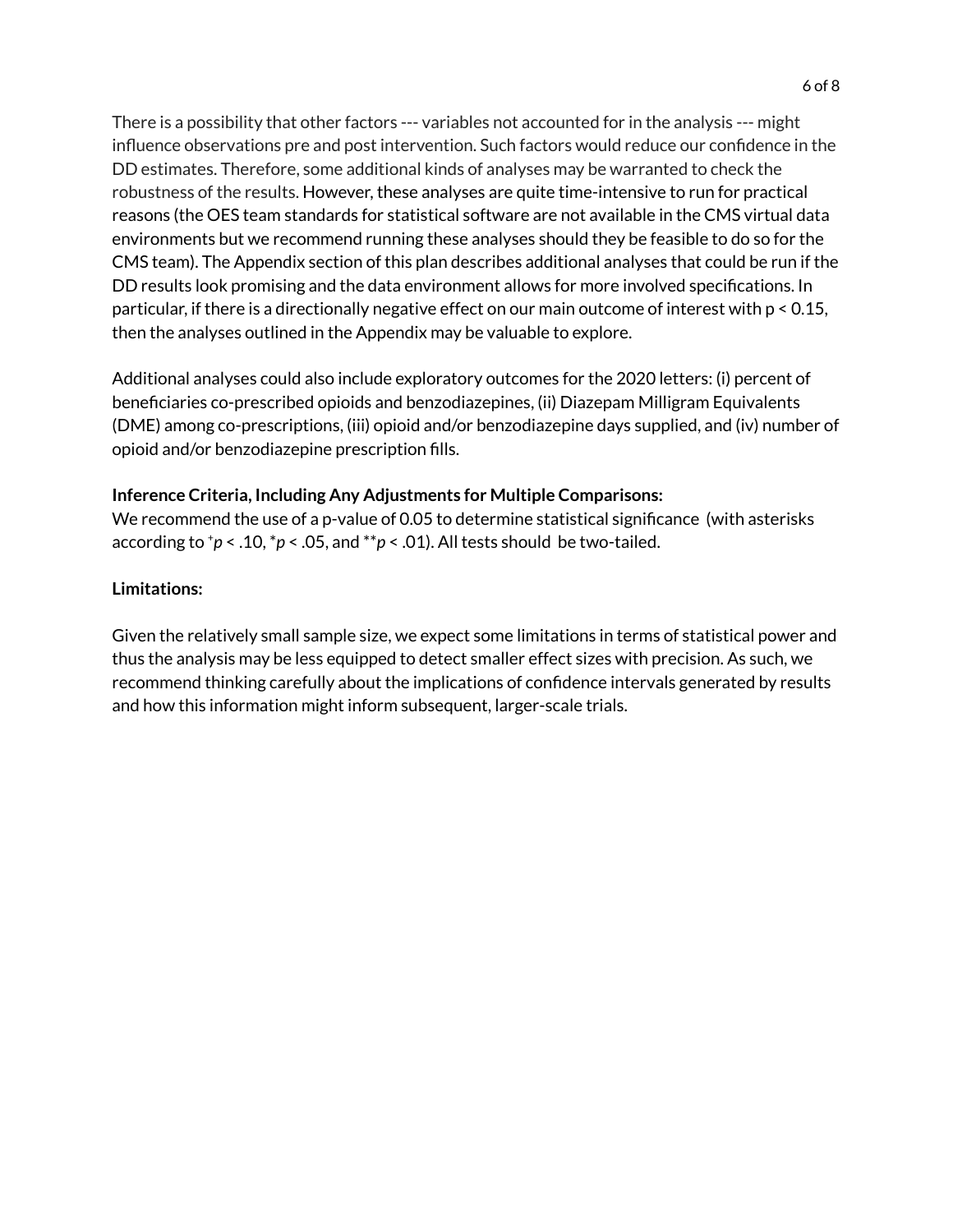There is a possibility that other factors --- variables not accounted for in the analysis --- might influence observations pre and post intervention. Such factors would reduce our confidence in the DD estimates. Therefore, some additional kinds of analyses may be warranted to check the robustness of the results. However, these analyses are quite time-intensive to run for practical reasons (the OES team standards for statistical software are not available in the CMS virtual data environments but we recommend running these analyses should they be feasible to do so for the CMS team). The Appendix section of this plan describes additional analyses that could be run if the DD results look promising and the data environment allows for more involved specifications. In particular, if there is a directionally negative effect on our main outcome of interest with $p < 0.15$, then the analyses outlined in the Appendix may be valuable to explore.

Additional analyses could also include exploratory outcomes for the 2020 letters: (i) percent of beneficiaries co-prescribed opioids and benzodiazepines, (ii) Diazepam Milligram Equivalents (DME) among co-prescriptions, (iii) opioid and/or benzodiazepine days supplied, and (iv) number of opioid and/or benzodiazepine prescription fills.

**Inference Criteria, Including Any Adjustments for Multiple Comparisons:**

We recommend the use of a p-value of 0.05 to determine statistical significance (with asterisks according to $^{+}p < .10$, $^{*}p < .05$, and $^{**}p < .01$). All tests should be two-tailed.

**Limitations:**

Given the relatively small sample size, we expect some limitations in terms of statistical power and thus the analysis may be less equipped to detect smaller effect sizes with precision. As such, we recommend thinking carefully about the implications of confidence intervals generated by results and how this information might inform subsequent, larger-scale trials.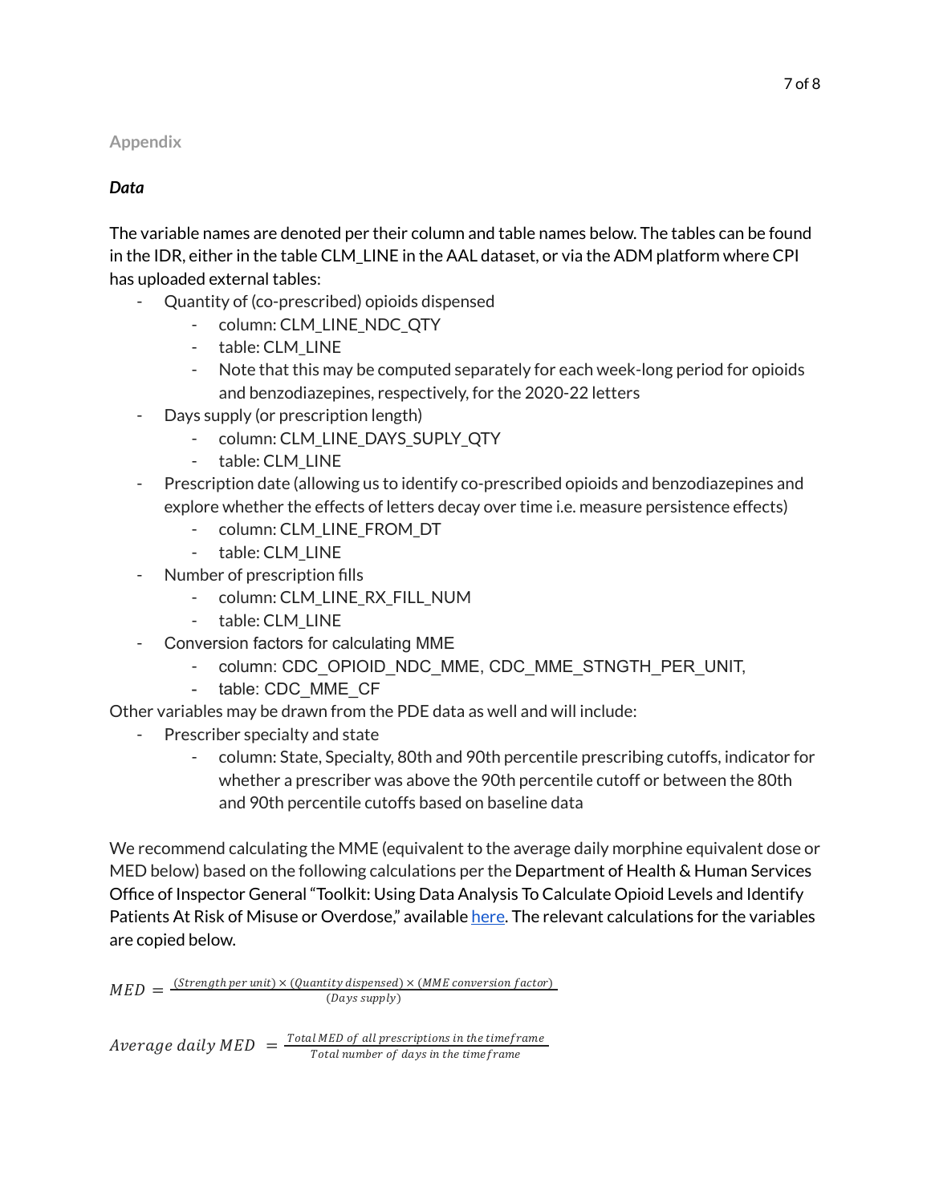## Appendix

***Data***

The variable names are denoted per their column and table names below. The tables can be found in the IDR, either in the table CLM_LINE in the AAL dataset, or via the ADM platform where CPI has uploaded external tables:

- Quantity of (co-prescribed) opioids dispensed
    - column: CLM_LINE_NDC_QTY
    - table: CLM_LINE
    - Note that this may be computed separately for each week-long period for opioids and benzodiazepines, respectively, for the 2020-22 letters
- Days supply (or prescription length)
    - column: CLM_LINE_DAYS_SUPLY_QTY
    - table: CLM_LINE
- Prescription date (allowing us to identify co-prescribed opioids and benzodiazepines and explore whether the effects of letters decay over time i.e. measure persistence effects)
    - column: CLM_LINE_FROM_DT
    - table: CLM_LINE
- Number of prescription fills
    - column: CLM_LINE_RX_FILL_NUM
    - table: CLM_LINE
- Conversion factors for calculating MME
    - column: CDC_OPIOID_NDC_MME, CDC_MME_STNGTH_PER_UNIT,
    - table: CDC_MME_CF

Other variables may be drawn from the PDE data as well and will include:

- Prescriber specialty and state
    - column: State, Specialty, 80th and 90th percentile prescribing cutoffs, indicator for whether a prescriber was above the 90th percentile cutoff or between the 80th and 90th percentile cutoffs based on baseline data

We recommend calculating the MME (equivalent to the average daily morphine equivalent dose or MED below) based on the following calculations per the Department of Health & Human Services Office of Inspector General "Toolkit: Using Data Analysis To Calculate Opioid Levels and Identify Patients At Risk of Misuse or Overdose," available here. The relevant calculations for the variables are copied below.

$$MED = \frac{(Strength\ per\ unit) \times (Quantity\ dispensed) \times (MME\ conversion\ factor)}{(Days\ supply)}$$

$$Average\ daily\ MED = \frac{Total\ MED\ of\ all\ prescriptions\ in\ the\ timeframe}{Total\ number\ of\ days\ in\ the\ timeframe}$$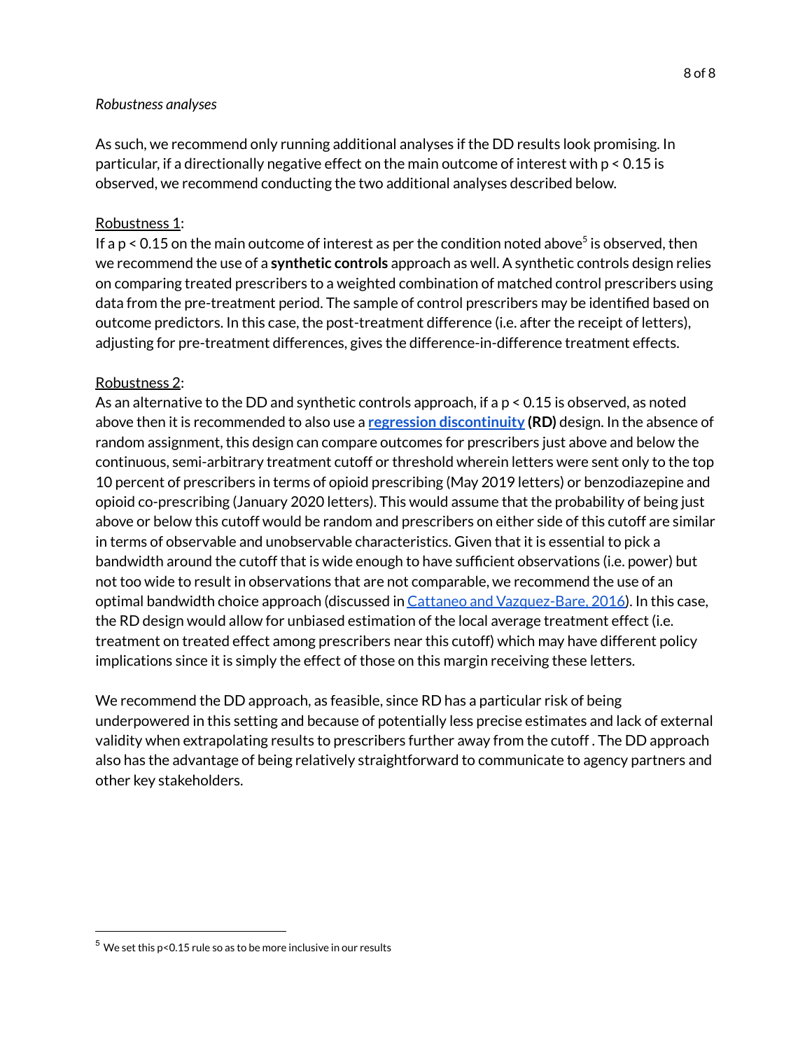*Robustness analyses*

As such, we recommend only running additional analyses if the DD results look promising. In particular, if a directionally negative effect on the main outcome of interest with $p < 0.15$ is observed, we recommend conducting the two additional analyses described below.

<u>Robustness 1</u>:

If a $p < 0.15$ on the main outcome of interest as per the condition noted above[5] is observed, then we recommend the use of a **synthetic controls** approach as well. A synthetic controls design relies on comparing treated prescribers to a weighted combination of matched control prescribers using data from the pre-treatment period. The sample of control prescribers may be identified based on outcome predictors. In this case, the post-treatment difference (i.e. after the receipt of letters), adjusting for pre-treatment differences, gives the difference-in-difference treatment effects.

<u>Robustness 2</u>:

As an alternative to the DD and synthetic controls approach, if a $p < 0.15$ is observed, as noted above then it is recommended to also use a **regression discontinuity (RD)** design. In the absence of random assignment, this design can compare outcomes for prescribers just above and below the continuous, semi-arbitrary treatment cutoff or threshold wherein letters were sent only to the top 10 percent of prescribers in terms of opioid prescribing (May 2019 letters) or benzodiazepine and opioid co-prescribing (January 2020 letters). This would assume that the probability of being just above or below this cutoff would be random and prescribers on either side of this cutoff are similar in terms of observable and unobservable characteristics. Given that it is essential to pick a bandwidth around the cutoff that is wide enough to have sufficient observations (i.e. power) but not too wide to result in observations that are not comparable, we recommend the use of an optimal bandwidth choice approach (discussed in Cattaneo and Vazquez-Bare, 2016). In this case, the RD design would allow for unbiased estimation of the local average treatment effect (i.e. treatment on treated effect among prescribers near this cutoff) which may have different policy implications since it is simply the effect of those on this margin receiving these letters.

We recommend the DD approach, as feasible, since RD has a particular risk of being underpowered in this setting and because of potentially less precise estimates and lack of external validity when extrapolating results to prescribers further away from the cutoff . The DD approach also has the advantage of being relatively straightforward to communicate to agency partners and other key stakeholders.

---

[5] We set this p<0.15 rule so as to be more inclusive in our results